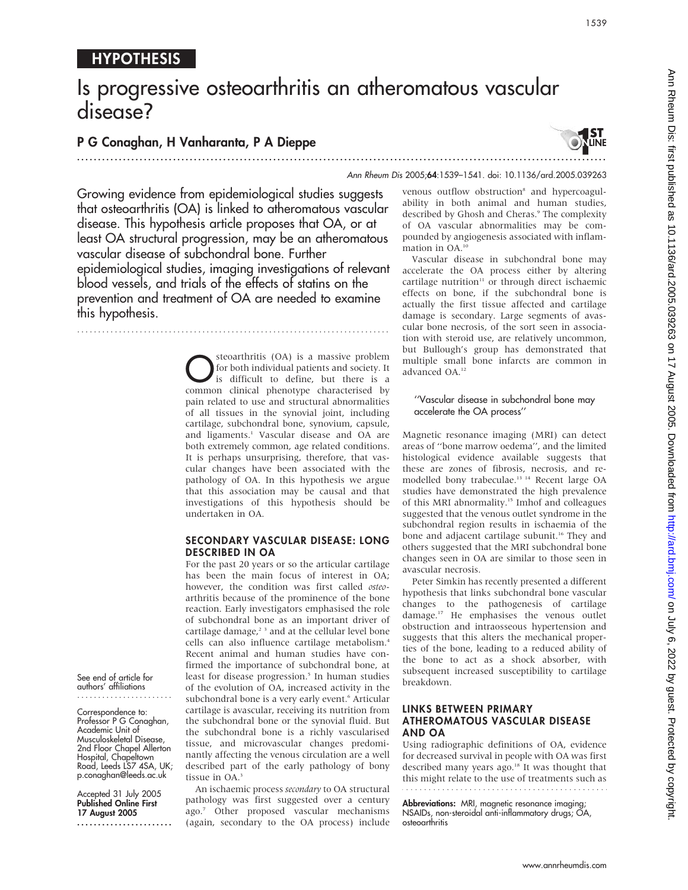## HYPOTHESIS

# Is progressive osteoarthritis an atheromatous vascular disease?

**P G Conaghan, H Vanharanta, P A Dieppe**

Growing evidence from epidemiological studies suggests that osteoarthritis (OA) is linked to atheromatous vascular disease. This hypothesis article proposes that OA, or at least OA structural progression, may be an atheromatous vascular disease of subchondral bone. Further epidemiological studies, imaging investigations of relevant blood vessels, and trials of the effects of statins on the prevention and treatment of OA are needed to examine this hypothesis.

Osteoarthritis (OA) is a massive problem for both individual patients and society. It is difficult to define, but there is a common clinical phenotype characterised by pain related to use and structural abnormalities of all tissues in the synovial joint, including cartilage, subchondral bone, synovium, capsule, and ligaments.[1] Vascular disease and OA are both extremely common, age related conditions. It is perhaps unsurprising, therefore, that vascular changes have been associated with the pathology of OA. In this hypothesis we argue that this association may be causal and that investigations of this hypothesis should be undertaken in OA.

### SECONDARY VASCULAR DISEASE: LONG DESCRIBED IN OA

For the past 20 years or so the articular cartilage has been the main focus of interest in OA; however, the condition was first called *osteo*-arthritis because of the prominence of the bone reaction. Early investigators emphasised the role of subchondral bone as an important driver of cartilage damage,[2,3] and at the cellular level bone cells can also influence cartilage metabolism.[4] Recent animal and human studies have confirmed the importance of subchondral bone, at least for disease progression.[5] In human studies of the evolution of OA, increased activity in the subchondral bone is a very early event.[6] Articular cartilage is avascular, receiving its nutrition from the subchondral bone or the synovial fluid. But the subchondral bone is a richly vascularised tissue, and microvascular changes predominantly affecting the venous circulation are a well described part of the early pathology of bony tissue in OA.[3]

An ischaemic process *secondary* to OA structural pathology was first suggested over a century ago.[7] Other proposed vascular mechanisms (again, secondary to the OA process) include venous outflow obstruction[8] and hypercoagulability in both animal and human studies, described by Ghosh and Cheras.[9] The complexity of OA vascular abnormalities may be compounded by angiogenesis associated with inflammation in OA.[10]

Vascular disease in subchondral bone may accelerate the OA process either by altering cartilage nutrition[11] or through direct ischaemic effects on bone, if the subchondral bone is actually the first tissue affected and cartilage damage is secondary. Large segments of avascular bone necrosis, of the sort seen in association with steroid use, are relatively uncommon, but Bullough's group has demonstrated that multiple small bone infarcts are common in advanced OA.[12]

> "Vascular disease in subchondral bone may accelerate the OA process"

Magnetic resonance imaging (MRI) can detect areas of "bone marrow oedema", and the limited histological evidence available suggests that these are zones of fibrosis, necrosis, and remodelled bony trabeculae.[13,14] Recent large OA studies have demonstrated the high prevalence of this MRI abnormality.[15] Imhof and colleagues suggested that the venous outlet syndrome in the subchondral region results in ischaemia of the bone and adjacent cartilage subunit.[16] They and others suggested that the MRI subchondral bone changes seen in OA are similar to those seen in avascular necrosis.

Peter Simkin has recently presented a different hypothesis that links subchondral bone vascular changes to the pathogenesis of cartilage damage.[17] He emphasises the venous outlet obstruction and intraosseous hypertension and suggests that this alters the mechanical properties of the bone, leading to a reduced ability of the bone to act as a shock absorber, with subsequent increased susceptibility to cartilage breakdown.

### LINKS BETWEEN PRIMARY ATHEROMATOUS VASCULAR DISEASE AND OA

Using radiographic definitions of OA, evidence for decreased survival in people with OA was first described many years ago.[18] It was thought that this might relate to the use of treatments such as

See end of article for authors' affiliations

Correspondence to: Professor P G Conaghan, Academic Unit of Musculoskeletal Disease, 2nd Floor Chapel Allerton Hospital, Chapeltown Road, Leeds LS7 4SA, UK; p.conaghan@leeds.ac.uk

Accepted 31 July 2005
**Published Online First 17 August 2005**

**Abbreviations:** MRI, magnetic resonance imaging; NSAIDs, non-steroidal anti-inflammatory drugs; OA, osteoarthritis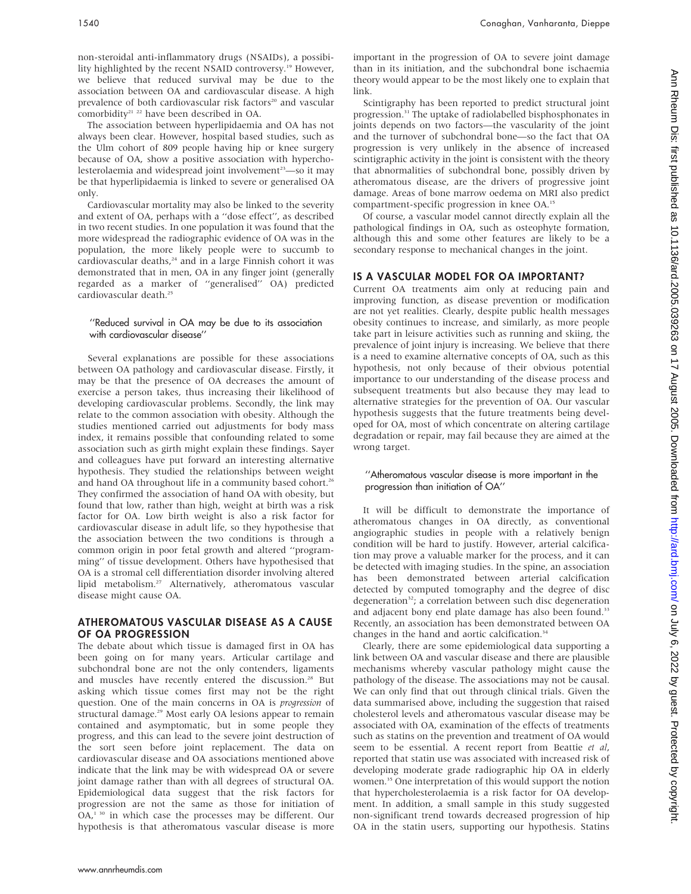non-steroidal anti-inflammatory drugs (NSAIDs), a possibility highlighted by the recent NSAID controversy.[19] However, we believe that reduced survival may be due to the association between OA and cardiovascular disease. A high prevalence of both cardiovascular risk factors[20] and vascular comorbidity[21 22] have been described in OA.

The association between hyperlipidaemia and OA has not always been clear. However, hospital based studies, such as the Ulm cohort of 809 people having hip or knee surgery because of OA, show a positive association with hypercholesterolaemia and widespread joint involvement[23]—so it may be that hyperlipidaemia is linked to severe or generalised OA only.

Cardiovascular mortality may also be linked to the severity and extent of OA, perhaps with a "dose effect", as described in two recent studies. In one population it was found that the more widespread the radiographic evidence of OA was in the population, the more likely people were to succumb to cardiovascular deaths,[24] and in a large Finnish cohort it was demonstrated that in men, OA in any finger joint (generally regarded as a marker of "generalised" OA) predicted cardiovascular death.[25]

> "Reduced survival in OA may be due to its association with cardiovascular disease"

Several explanations are possible for these associations between OA pathology and cardiovascular disease. Firstly, it may be that the presence of OA decreases the amount of exercise a person takes, thus increasing their likelihood of developing cardiovascular problems. Secondly, the link may relate to the common association with obesity. Although the studies mentioned carried out adjustments for body mass index, it remains possible that confounding related to some association such as girth might explain these findings. Sayer and colleagues have put forward an interesting alternative hypothesis. They studied the relationships between weight and hand OA throughout life in a community based cohort.[26] They confirmed the association of hand OA with obesity, but found that low, rather than high, weight at birth was a risk factor for OA. Low birth weight is also a risk factor for cardiovascular disease in adult life, so they hypothesise that the association between the two conditions is through a common origin in poor fetal growth and altered "programming" of tissue development. Others have hypothesised that OA is a stromal cell differentiation disorder involving altered lipid metabolism.[27] Alternatively, atheromatous vascular disease might cause OA.

## ATHEROMATOUS VASCULAR DISEASE AS A CAUSE OF OA PROGRESSION

The debate about which tissue is damaged first in OA has been going on for many years. Articular cartilage and subchondral bone are not the only contenders, ligaments and muscles have recently entered the discussion.[28] But asking which tissue comes first may not be the right question. One of the main concerns in OA is *progression* of structural damage.[29] Most early OA lesions appear to remain contained and asymptomatic, but in some people they progress, and this can lead to the severe joint destruction of the sort seen before joint replacement. The data on cardiovascular disease and OA associations mentioned above indicate that the link may be with widespread OA or severe joint damage rather than with all degrees of structural OA. Epidemiological data suggest that the risk factors for progression are not the same as those for initiation of OA,[1 30] in which case the processes may be different. Our hypothesis is that atheromatous vascular disease is more important in the progression of OA to severe joint damage than in its initiation, and the subchondral bone ischaemia theory would appear to be the most likely one to explain that link.

Scintigraphy has been reported to predict structural joint progression.[31] The uptake of radiolabelled bisphosphonates in joints depends on two factors—the vascularity of the joint and the turnover of subchondral bone—so the fact that OA progression is very unlikely in the absence of increased scintigraphic activity in the joint is consistent with the theory that abnormalities of subchondral bone, possibly driven by atheromatous disease, are the drivers of progressive joint damage. Areas of bone marrow oedema on MRI also predict compartment-specific progression in knee OA.[15]

Of course, a vascular model cannot directly explain all the pathological findings in OA, such as osteophyte formation, although this and some other features are likely to be a secondary response to mechanical changes in the joint.

## IS A VASCULAR MODEL FOR OA IMPORTANT?

Current OA treatments aim only at reducing pain and improving function, as disease prevention or modification are not yet realities. Clearly, despite public health messages obesity continues to increase, and similarly, as more people take part in leisure activities such as running and skiing, the prevalence of joint injury is increasing. We believe that there is a need to examine alternative concepts of OA, such as this hypothesis, not only because of their obvious potential importance to our understanding of the disease process and subsequent treatments but also because they may lead to alternative strategies for the prevention of OA. Our vascular hypothesis suggests that the future treatments being developed for OA, most of which concentrate on altering cartilage degradation or repair, may fail because they are aimed at the wrong target.

> "Atheromatous vascular disease is more important in the progression than initiation of OA"

It will be difficult to demonstrate the importance of atheromatous changes in OA directly, as conventional angiographic studies in people with a relatively benign condition will be hard to justify. However, arterial calcification may prove a valuable marker for the process, and it can be detected with imaging studies. In the spine, an association has been demonstrated between arterial calcification detected by computed tomography and the degree of disc degeneration[32]; a correlation between such disc degeneration and adjacent bony end plate damage has also been found.[33] Recently, an association has been demonstrated between OA changes in the hand and aortic calcification.[34]

Clearly, there are some epidemiological data supporting a link between OA and vascular disease and there are plausible mechanisms whereby vascular pathology might cause the pathology of the disease. The associations may not be causal. We can only find that out through clinical trials. Given the data summarised above, including the suggestion that raised cholesterol levels and atheromatous vascular disease may be associated with OA, examination of the effects of treatments such as statins on the prevention and treatment of OA would seem to be essential. A recent report from Beattie *et al*, reported that statin use was associated with increased risk of developing moderate grade radiographic hip OA in elderly women.[35] One interpretation of this would support the notion that hypercholesterolaemia is a risk factor for OA development. In addition, a small sample in this study suggested non-significant trend towards decreased progression of hip OA in the statin users, supporting our hypothesis. Statins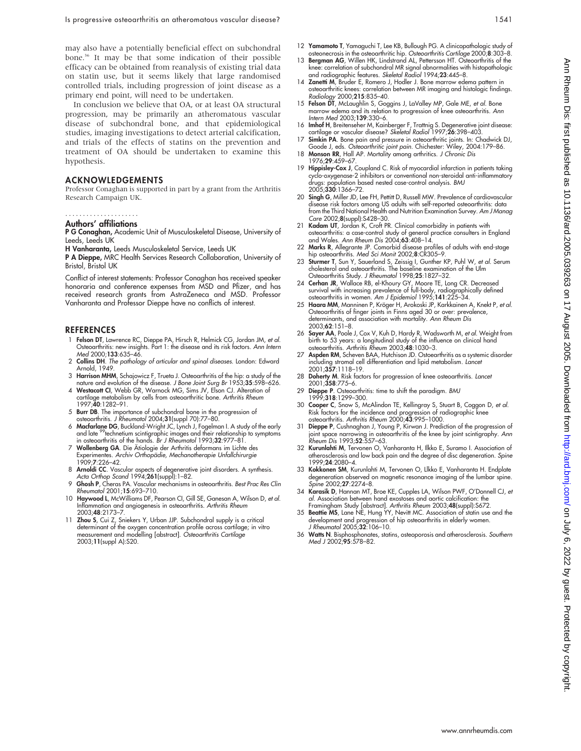may also have a potentially beneficial effect on subchondral bone.[36] It may be that some indication of their possible efficacy can be obtained from reanalysis of existing trial data on statin use, but it seems likely that large randomised controlled trials, including progression of joint disease as a primary end point, will need to be undertaken.

In conclusion we believe that OA, or at least OA structural progression, may be primarily an atheromatous vascular disease of subchondral bone, and that epidemiological studies, imaging investigations to detect arterial calcification, and trials of the effects of statins on the prevention and treatment of OA should be undertaken to examine this hypothesis.

## ACKNOWLEDGEMENTS

Professor Conaghan is supported in part by a grant from the Arthritis Research Campaign UK.

### Authors' affiliations

**P G Conaghan,** Academic Unit of Musculoskeletal Disease, University of Leeds, Leeds UK

**H Vanharanta,** Leeds Musculoskeletal Service, Leeds UK

**P A Dieppe,** MRC Health Services Research Collaboration, University of Bristol, Bristol UK

Conflict of interest statements: Professor Conaghan has received speaker honoraria and conference expenses from MSD and Pfizer, and has received research grants from AstraZeneca and MSD. Professor Vanharanta and Professor Dieppe have no conflicts of interest.

## REFERENCES

1. **Felson DT**, Lawrence RC, Dieppe PA, Hirsch R, Helmick CG, Jordan JM, *et al.* Osteoarthritis: new insights. Part 1: the disease and its risk factors. *Ann Intern Med* 2000;**133**:635–46.
2. **Collins DH**. *The pathology of articular and spinal diseases.* London: Edward Arnold, 1949.
3. **Harrison MHM**, Schajowicz F, Trueta J. Osteoarthritis of the hip: a study of the nature and evolution of the disease. *J Bone Joint Surg Br* 1953;**35**:598–626.
4. **Westacott CI**, Webb GR, Warnock MG, Sims JV, Elson CJ. Alteration of cartilage metabolism by cells from osteoarthritic bone. *Arthritis Rheum* 1997;**40**:1282–91.
5. **Burr DB**. The importance of subchondral bone in the progression of osteoarthritis. *J Rheumatol* 2004;**31**(suppl 70):77–80.
6. **Macfarlane DG**, Buckland-Wright JC, Lynch J, Fogelman I. A study of the early and late [99]technetium scintigraphic images and their relationship to symptoms in osteoarthritis of the hands. *Br J Rheumatol* 1993;**32**:977–81.
7. **Wollenberg GA**. Die Ätiologie der Arthritis deformans im Lichte des Experimentes. *Archiv Orthopädie, Mechanotherapie Unfallchirurgie* 1909;**7**:226–42.
8. **Arnoldi CC**. Vascular aspects of degenerative joint disorders. A synthesis. *Acta Orthop Scand* 1994;**261**(suppl):1–82.
9. **Ghosh P**, Cheras PA. Vascular mechanisms in osteoarthritis. *Best Prac Res Clin Rheumatol* 2001;**15**:693–710.
10. **Haywood L**, McWilliams DF, Pearson CI, Gill SE, Ganesan A, Wilson D, *et al.* Inflammation and angiogenesis in osteoarthritis. *Arthritis Rheum* 2003;**48**:2173–7.
11. **Zhou S**, Cui Z, Sniekers Y, Urban JJP. Subchondral supply is a critical determinant of the oxygen concentration profile across cartilage; in vitro measurement and modelling [abstract]. *Osteoarthritis Cartilage* 2003;**11**(suppl A):S20.
12. **Yamamoto T**, Yamaguchi T, Lee KB, Bullough PG. A clinicopathologic study of osteonecrosis in the osteoarthritic hip. *Osteoarthritis Cartilage* 2000;**8**:303–8.
13. **Bergman AG**, Willen HK, Lindstrand AL, Pettersson HT. Osteoarthritis of the knee: correlation of subchondral MR signal abnormalities with histopathologic and radiographic features. *Skeletal Radiol* 1994;**23**:445–8.
14. **Zanetti M**, Bruder E, Romero J, Hodler J. Bone marrow edema pattern in osteoarthritic knees: correlation between MR imaging and histologic findings. *Radiology* 2000;**215**:835–40.
15. **Felson DT**, McLaughlin S, Goggins J, LaValley MP, Gale ME, *et al.* Bone marrow edema and its relation to progression of knee osteoarthritis. *Ann Intern Med* 2003;**139**:330–6.
16. **Imhof H**, Breitenseher M, Kainberger F, Trattnig S. Degenerative joint disease: cartilage or vascular disease? *Skeletal Radiol* 1997;**26**:398–403.
17. **Simkin PA**. Bone pain and pressure in osteoarthritic joints. In: Chadwick DJ, Goode J, eds. *Osteoarthritic joint pain.* Chichester: Wiley, 2004:179–86.
18. **Monson RR**, Hall AP. Mortality among arthritics. *J Chronic Dis* 1976;**29**:459–67.
19. **Hippisley-Cox J**, Coupland C. Risk of myocardial infarction in patients taking cyclo-oxygenase-2 inhibitors or conventional non-steroidal anti-inflammatory drugs: population based nested case-control analysis. *BMJ* 2005;**330**:1366–72.
20. **Singh G**, Miller JD, Lee FH, Pettitt D, Russell MW. Prevalence of cardiovascular disease risk factors among US adults with self-reported osteoarthritis: data from the Third National Health and Nutrition Examination Survey. *Am J Manag Care* 2002;**8**(suppl):S428–30.
21. **Kadam UT**, Jordan K, Croft PR. Clinical comorbidity in patients with osteoarthritis: a case-control study of general practice consulters in England and Wales. *Ann Rheum Dis* 2004;**63**:408–14.
22. **Marks R**, Allegrante JP. Comorbid disease profiles of adults with end-stage hip osteoarthritis. *Med Sci Monit* 2002;**8**:CR305–9.
23. **Sturmer T**, Sun Y, Sauerland S, Zeissig I, Gunther KP, Puhl W, *et al.* Serum cholesterol and osteoarthritis. The baseline examination of the Ulm Osteoarthritis Study. *J Rheumatol* 1998;**25**:1827–32.
24. **Cerhan JR**, Wallace RB, el-Khoury GY, Moore TE, Long CR. Decreased survival with increasing prevalence of full-body, radiographically defined osteoarthritis in women. *Am J Epidemiol* 1995;**141**:225–34.
25. **Haara MM**, Manninen P, Kröger H, Arokoski JP, Karkkainen A, Knekt P, *et al.* Osteoarthritis of finger joints in Finns aged 30 or over: prevalence, determinants, and association with mortality. *Ann Rheum Dis* 2003;**62**:151–8.
26. **Sayer AA**, Poole J, Cox V, Kuh D, Hardy R, Wadsworth M, *et al.* Weight from birth to 53 years: a longitudinal study of the influence on clinical hand osteoarthritis. *Arthritis Rheum* 2003;**48**:1030–3.
27. **Aspden RM**, Scheven BAA, Hutchison JD. Osteoarthritis as a systemic disorder including stromal cell differentiation and lipid metabolism. *Lancet* 2001;**357**:1118–19.
28. **Doherty M**. Risk factors for progression of knee osteoarthritis. *Lancet* 2001;**358**:775–6.
29. **Dieppe P**. Osteoarthritis: time to shift the paradigm. *BMJ* 1999;**318**:1299–300.
30. **Cooper C**, Snow S, McAlindon TE, Kellingray S, Stuart B, Coggon D, *et al.* Risk factors for the incidence and progression of radiographic knee osteoarthritis. *Arthritis Rheum* 2000;**43**:995–1000.
31. **Dieppe P**, Cushnaghan J, Young P, Kirwan J. Prediction of the progression of joint space narrowing in osteoarthritis of the knee by joint scintigraphy. *Ann Rheum Dis* 1993;**52**:557–63.
32. **Kurunlahti M**, Tervonen O, Vanharanta H, Ilkko E, Suramo I. Association of atherosclerosis and low back pain and the degree of disc degeneration. *Spine* 1999;**24**:2080–4.
33. **Kokkonen SM**, Kurunlahti M, Tervonen O, Llkko E, Vanharanta H. Endplate degeneration observed on magnetic resonance imaging of the lumbar spine. *Spine* 2002;**27**:2274–8.
34. **Karasik D**, Hannan MT, Broe KE, Cupples LA, Wilson PWF, O'Donnell CJ, *et al.* Association between hand exostoses and aortic calcification: the Framingham Study [abstract]. *Arthritis Rheum* 2003;**48**(suppl):S672.
35. **Beattie MS**, Lane NE, Hung YY, Nevitt MC. Association of statin use and the development and progression of hip osteoarthritis in elderly women. *J Rheumatol* 2005;**32**:106–10.
36. **Watts N**. Bisphosphonates, statins, osteoporosis and atherosclerosis. *Southern Med J* 2002;**95**:578–82.